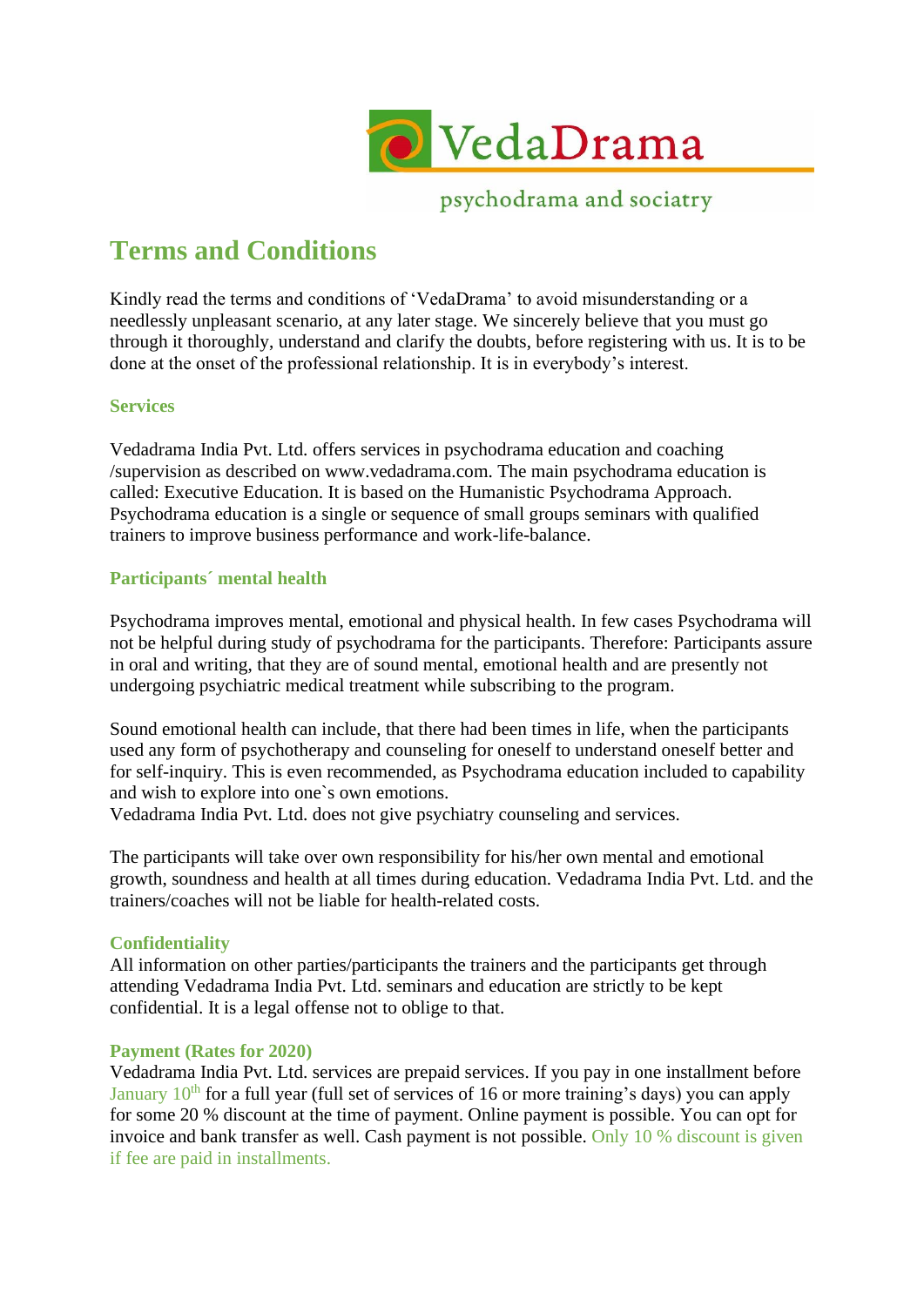VedaDrama

psychodrama and sociatry

# Terms and Conditions

Kindly read the terms and conditions of 'VedaDrama' to avoid misunderstanding or a needlessly unpleasant scenario, at any later stage. We sincerely believe that you must go through it thoroughly, understand and clarify the doubts, before registering with us. It is to be done at the onset of the professional relationship. It is in everybody's interest.

### Services

Vedadrama India Pvt. Ltd. offers services in psychodrama education and coaching /supervision as described on www.vedadrama.com. The main psychodrama education is called: Executive Education. It is based on the Humanistic Psychodrama Approach. Psychodrama education is a single or sequence of small groups seminars with qualified trainers to improve business performance and work-life-balance.

### Participants´ mental health

Psychodrama improves mental, emotional and physical health. In few cases Psychodrama will not be helpful during study of psychodrama for the participants. Therefore: Participants assure in oral and writing, that they are of sound mental, emotional health and are presently not undergoing psychiatric medical treatment while subscribing to the program.

Sound emotional health can include, that there had been times in life, when the participants used any form of psychotherapy and counseling for oneself to understand oneself better and for self-inquiry. This is even recommended, as Psychodrama education included to capability and wish to explore into one`s own emotions.
Vedadrama India Pvt. Ltd. does not give psychiatry counseling and services.

The participants will take over own responsibility for his/her own mental and emotional growth, soundness and health at all times during education. Vedadrama India Pvt. Ltd. and the trainers/coaches will not be liable for health-related costs.

### Confidentiality

All information on other parties/participants the trainers and the participants get through attending Vedadrama India Pvt. Ltd. seminars and education are strictly to be kept confidential. It is a legal offense not to oblige to that.

### Payment (Rates for 2020)

Vedadrama India Pvt. Ltd. services are prepaid services. If you pay in one installment before January 10th for a full year (full set of services of 16 or more training's days) you can apply for some 20 % discount at the time of payment. Online payment is possible. You can opt for invoice and bank transfer as well. Cash payment is not possible. Only 10 % discount is given if fee are paid in installments.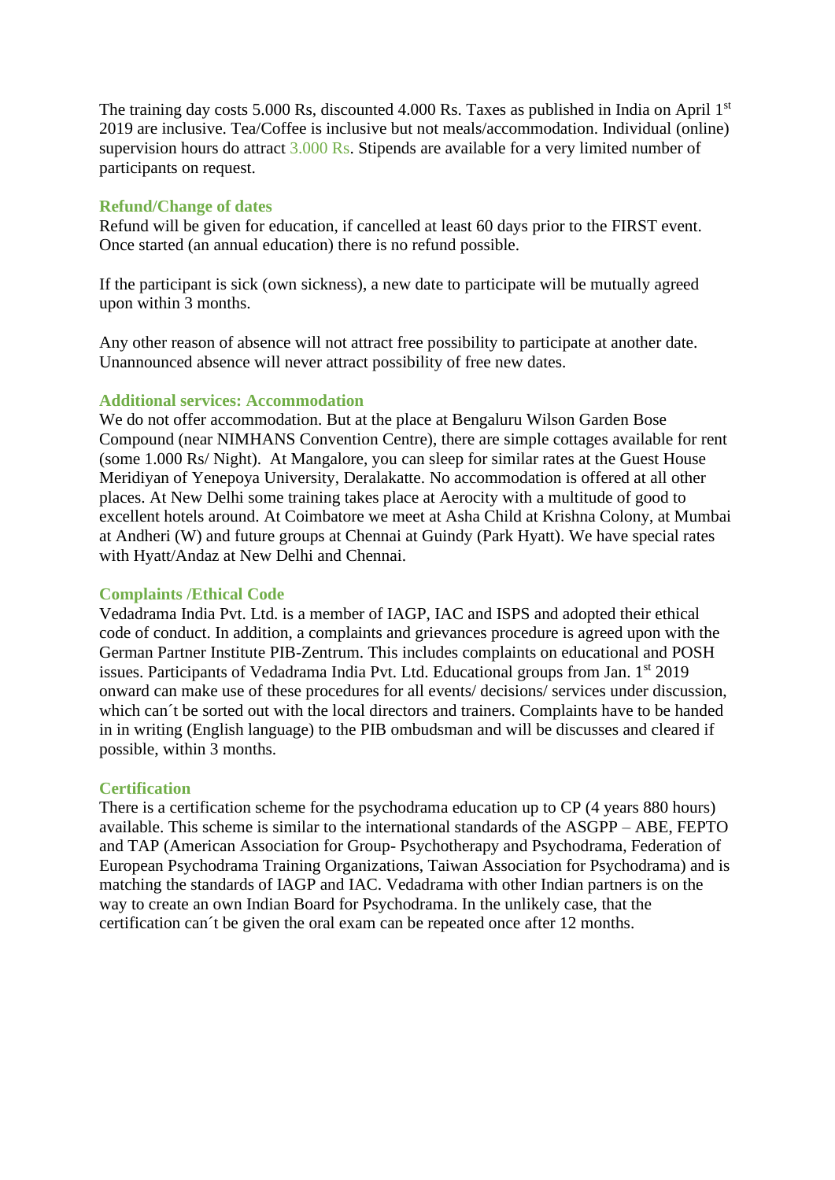The training day costs 5.000 Rs, discounted 4.000 Rs. Taxes as published in India on April 1st 2019 are inclusive. Tea/Coffee is inclusive but not meals/accommodation. Individual (online) supervision hours do attract 3.000 Rs. Stipends are available for a very limited number of participants on request.

### Refund/Change of dates

Refund will be given for education, if cancelled at least 60 days prior to the FIRST event. Once started (an annual education) there is no refund possible.

If the participant is sick (own sickness), a new date to participate will be mutually agreed upon within 3 months.

Any other reason of absence will not attract free possibility to participate at another date. Unannounced absence will never attract possibility of free new dates.

### Additional services: Accommodation

We do not offer accommodation. But at the place at Bengaluru Wilson Garden Bose Compound (near NIMHANS Convention Centre), there are simple cottages available for rent (some 1.000 Rs/ Night). At Mangalore, you can sleep for similar rates at the Guest House Meridiyan of Yenepoya University, Deralakatte. No accommodation is offered at all other places. At New Delhi some training takes place at Aerocity with a multitude of good to excellent hotels around. At Coimbatore we meet at Asha Child at Krishna Colony, at Mumbai at Andheri (W) and future groups at Chennai at Guindy (Park Hyatt). We have special rates with Hyatt/Andaz at New Delhi and Chennai.

### Complaints /Ethical Code

Vedadrama India Pvt. Ltd. is a member of IAGP, IAC and ISPS and adopted their ethical code of conduct. In addition, a complaints and grievances procedure is agreed upon with the German Partner Institute PIB-Zentrum. This includes complaints on educational and POSH issues. Participants of Vedadrama India Pvt. Ltd. Educational groups from Jan. 1st 2019 onward can make use of these procedures for all events/ decisions/ services under discussion, which can´t be sorted out with the local directors and trainers. Complaints have to be handed in in writing (English language) to the PIB ombudsman and will be discusses and cleared if possible, within 3 months.

### Certification

There is a certification scheme for the psychodrama education up to CP (4 years 880 hours) available. This scheme is similar to the international standards of the ASGPP – ABE, FEPTO and TAP (American Association for Group- Psychotherapy and Psychodrama, Federation of European Psychodrama Training Organizations, Taiwan Association for Psychodrama) and is matching the standards of IAGP and IAC. Vedadrama with other Indian partners is on the way to create an own Indian Board for Psychodrama. In the unlikely case, that the certification can´t be given the oral exam can be repeated once after 12 months.